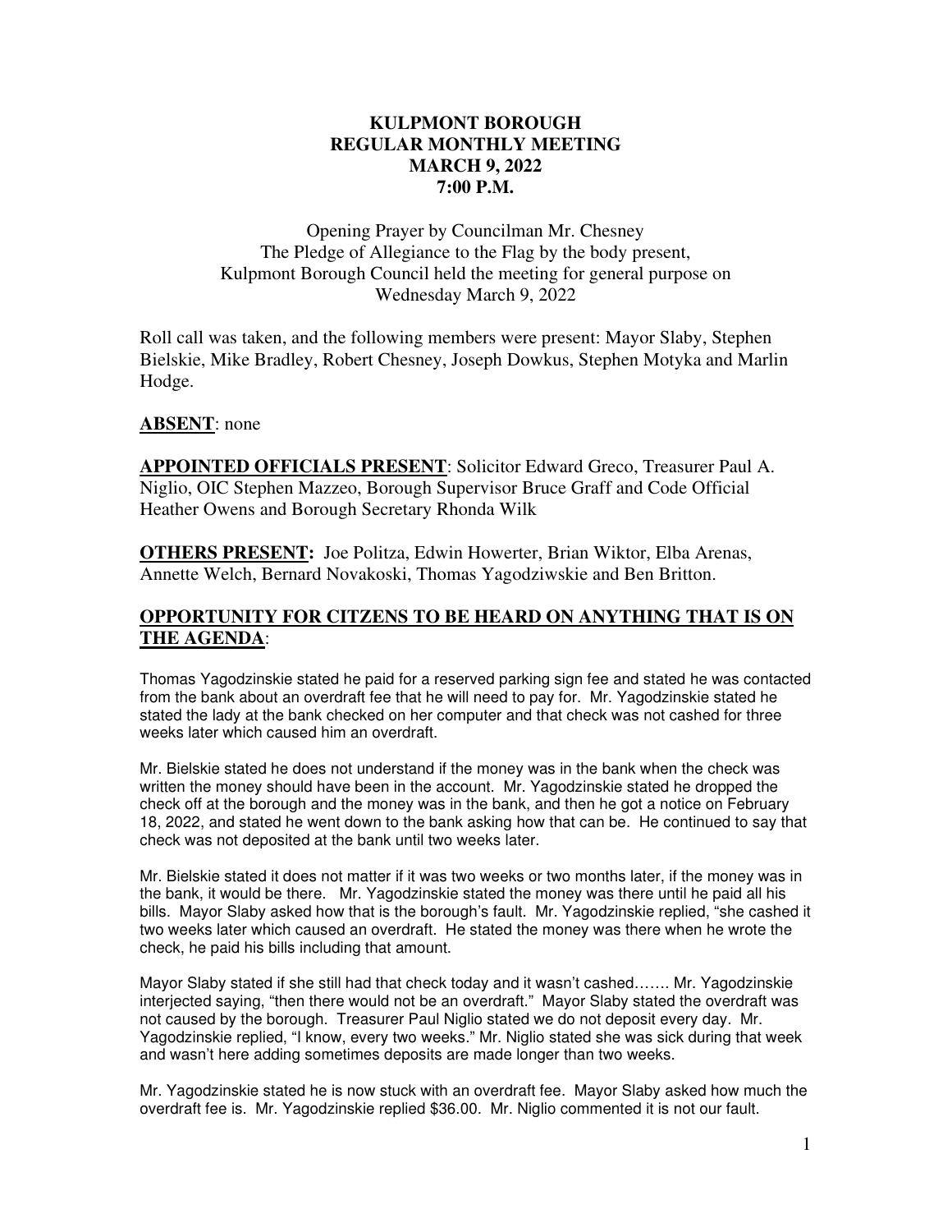# KULPMONT BOROUGH
## REGULAR MONTHLY MEETING
## MARCH 9, 2022
## 7:00 P.M.

Opening Prayer by Councilman Mr. Chesney
The Pledge of Allegiance to the Flag by the body present,
Kulpmont Borough Council held the meeting for general purpose on
Wednesday March 9, 2022

Roll call was taken, and the following members were present: Mayor Slaby, Stephen Bielskie, Mike Bradley, Robert Chesney, Joseph Dowkus, Stephen Motyka and Marlin Hodge.

**ABSENT**: none

**APPOINTED OFFICIALS PRESENT**: Solicitor Edward Greco, Treasurer Paul A. Niglio, OIC Stephen Mazzeo, Borough Supervisor Bruce Graff and Code Official Heather Owens and Borough Secretary Rhonda Wilk

**OTHERS PRESENT:** Joe Politza, Edwin Howerter, Brian Wiktor, Elba Arenas, Annette Welch, Bernard Novakoski, Thomas Yagodziwskie and Ben Britton.

## OPPORTUNITY FOR CITIZENS TO BE HEARD ON ANYTHING THAT IS ON THE AGENDA:

Thomas Yagodzinskie stated he paid for a reserved parking sign fee and stated he was contacted from the bank about an overdraft fee that he will need to pay for. Mr. Yagodzinskie stated he stated the lady at the bank checked on her computer and that check was not cashed for three weeks later which caused him an overdraft.

Mr. Bielskie stated he does not understand if the money was in the bank when the check was written the money should have been in the account. Mr. Yagodzinskie stated he dropped the check off at the borough and the money was in the bank, and then he got a notice on February 18, 2022, and stated he went down to the bank asking how that can be. He continued to say that check was not deposited at the bank until two weeks later.

Mr. Bielskie stated it does not matter if it was two weeks or two months later, if the money was in the bank, it would be there. Mr. Yagodzinskie stated the money was there until he paid all his bills. Mayor Slaby asked how that is the borough's fault. Mr. Yagodzinskie replied, "she cashed it two weeks later which caused an overdraft. He stated the money was there when he wrote the check, he paid his bills including that amount.

Mayor Slaby stated if she still had that check today and it wasn't cashed……. Mr. Yagodzinskie interjected saying, "then there would not be an overdraft." Mayor Slaby stated the overdraft was not caused by the borough. Treasurer Paul Niglio stated we do not deposit every day. Mr. Yagodzinskie replied, "I know, every two weeks." Mr. Niglio stated she was sick during that week and wasn't here adding sometimes deposits are made longer than two weeks.

Mr. Yagodzinskie stated he is now stuck with an overdraft fee. Mayor Slaby asked how much the overdraft fee is. Mr. Yagodzinskie replied $36.00. Mr. Niglio commented it is not our fault.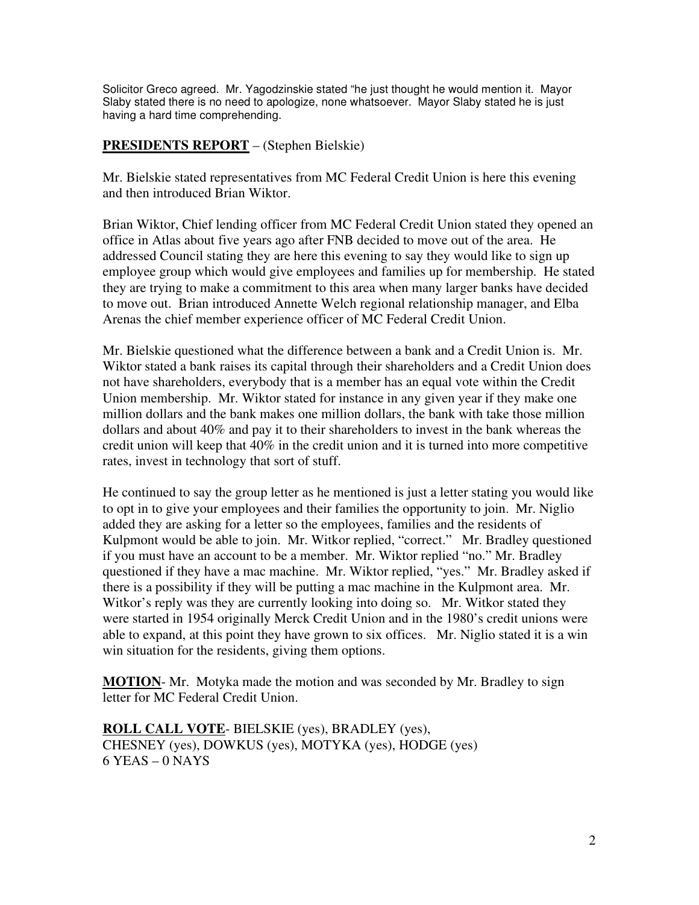Solicitor Greco agreed. Mr. Yagodzinskie stated "he just thought he would mention it. Mayor Slaby stated there is no need to apologize, none whatsoever. Mayor Slaby stated he is just having a hard time comprehending.

**PRESIDENTS REPORT** – (Stephen Bielskie)

Mr. Bielskie stated representatives from MC Federal Credit Union is here this evening and then introduced Brian Wiktor.

Brian Wiktor, Chief lending officer from MC Federal Credit Union stated they opened an office in Atlas about five years ago after FNB decided to move out of the area. He addressed Council stating they are here this evening to say they would like to sign up employee group which would give employees and families up for membership. He stated they are trying to make a commitment to this area when many larger banks have decided to move out. Brian introduced Annette Welch regional relationship manager, and Elba Arenas the chief member experience officer of MC Federal Credit Union.

Mr. Bielskie questioned what the difference between a bank and a Credit Union is. Mr. Wiktor stated a bank raises its capital through their shareholders and a Credit Union does not have shareholders, everybody that is a member has an equal vote within the Credit Union membership. Mr. Wiktor stated for instance in any given year if they make one million dollars and the bank makes one million dollars, the bank with take those million dollars and about 40% and pay it to their shareholders to invest in the bank whereas the credit union will keep that 40% in the credit union and it is turned into more competitive rates, invest in technology that sort of stuff.

He continued to say the group letter as he mentioned is just a letter stating you would like to opt in to give your employees and their families the opportunity to join. Mr. Niglio added they are asking for a letter so the employees, families and the residents of Kulpmont would be able to join. Mr. Witkor replied, "correct." Mr. Bradley questioned if you must have an account to be a member. Mr. Wiktor replied "no." Mr. Bradley questioned if they have a mac machine. Mr. Wiktor replied, "yes." Mr. Bradley asked if there is a possibility if they will be putting a mac machine in the Kulpmont area. Mr. Witkor's reply was they are currently looking into doing so. Mr. Witkor stated they were started in 1954 originally Merck Credit Union and in the 1980's credit unions were able to expand, at this point they have grown to six offices. Mr. Niglio stated it is a win win situation for the residents, giving them options.

**MOTION**- Mr. Motyka made the motion and was seconded by Mr. Bradley to sign letter for MC Federal Credit Union.

**ROLL CALL VOTE**- BIELSKIE (yes), BRADLEY (yes),
CHESNEY (yes), DOWKUS (yes), MOTYKA (yes), HODGE (yes)
6 YEAS – 0 NAYS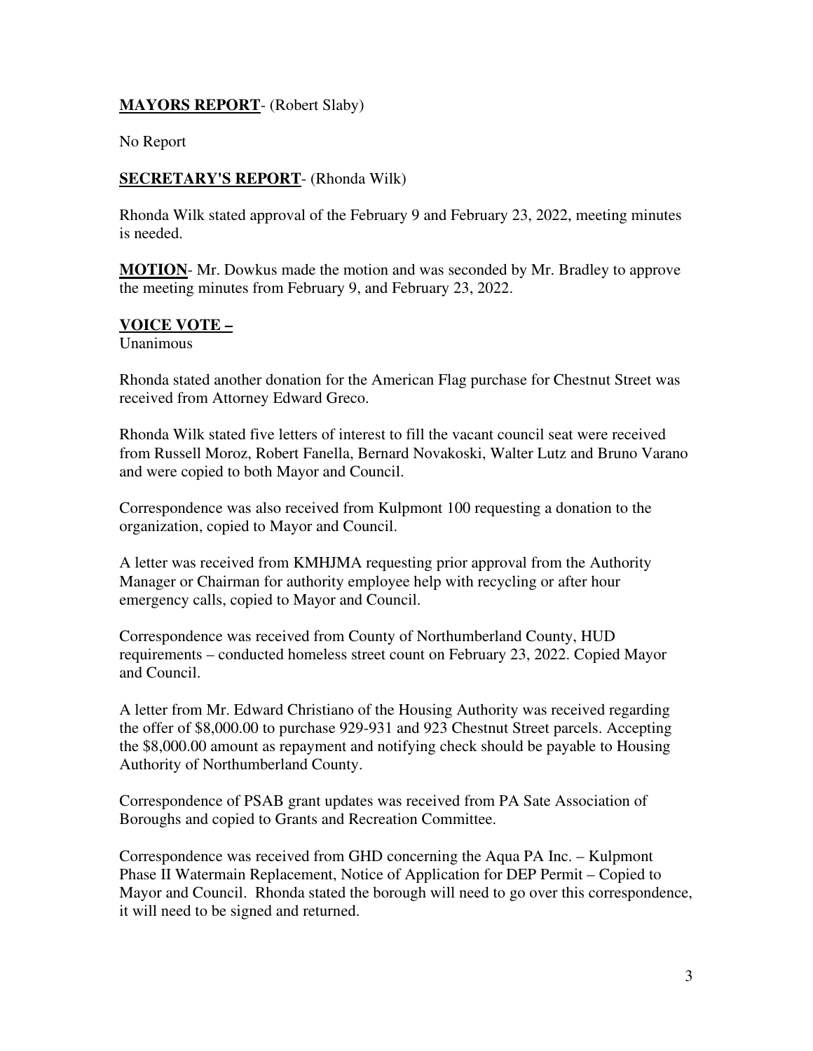**MAYORS REPORT**- (Robert Slaby)

No Report

**SECRETARY'S REPORT**- (Rhonda Wilk)

Rhonda Wilk stated approval of the February 9 and February 23, 2022, meeting minutes is needed.

**MOTION**- Mr. Dowkus made the motion and was seconded by Mr. Bradley to approve the meeting minutes from February 9, and February 23, 2022.

**VOICE VOTE –**
Unanimous

Rhonda stated another donation for the American Flag purchase for Chestnut Street was received from Attorney Edward Greco.

Rhonda Wilk stated five letters of interest to fill the vacant council seat were received from Russell Moroz, Robert Fanella, Bernard Novakoski, Walter Lutz and Bruno Varano and were copied to both Mayor and Council.

Correspondence was also received from Kulpmont 100 requesting a donation to the organization, copied to Mayor and Council.

A letter was received from KMHJMA requesting prior approval from the Authority Manager or Chairman for authority employee help with recycling or after hour emergency calls, copied to Mayor and Council.

Correspondence was received from County of Northumberland County, HUD requirements – conducted homeless street count on February 23, 2022. Copied Mayor and Council.

A letter from Mr. Edward Christiano of the Housing Authority was received regarding the offer of $8,000.00 to purchase 929-931 and 923 Chestnut Street parcels. Accepting the $8,000.00 amount as repayment and notifying check should be payable to Housing Authority of Northumberland County.

Correspondence of PSAB grant updates was received from PA Sate Association of Boroughs and copied to Grants and Recreation Committee.

Correspondence was received from GHD concerning the Aqua PA Inc. – Kulpmont Phase II Watermain Replacement, Notice of Application for DEP Permit – Copied to Mayor and Council. Rhonda stated the borough will need to go over this correspondence, it will need to be signed and returned.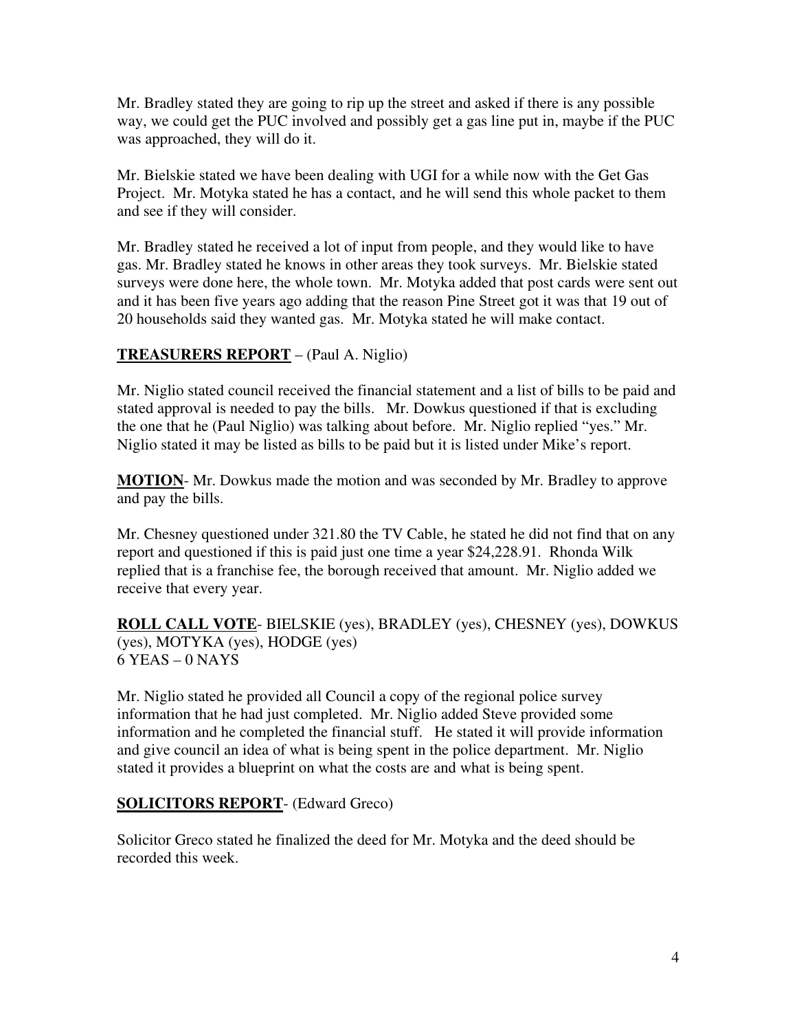Mr. Bradley stated they are going to rip up the street and asked if there is any possible way, we could get the PUC involved and possibly get a gas line put in, maybe if the PUC was approached, they will do it.

Mr. Bielskie stated we have been dealing with UGI for a while now with the Get Gas Project. Mr. Motyka stated he has a contact, and he will send this whole packet to them and see if they will consider.

Mr. Bradley stated he received a lot of input from people, and they would like to have gas. Mr. Bradley stated he knows in other areas they took surveys. Mr. Bielskie stated surveys were done here, the whole town. Mr. Motyka added that post cards were sent out and it has been five years ago adding that the reason Pine Street got it was that 19 out of 20 households said they wanted gas. Mr. Motyka stated he will make contact.

**TREASURERS REPORT** – (Paul A. Niglio)

Mr. Niglio stated council received the financial statement and a list of bills to be paid and stated approval is needed to pay the bills. Mr. Dowkus questioned if that is excluding the one that he (Paul Niglio) was talking about before. Mr. Niglio replied "yes." Mr. Niglio stated it may be listed as bills to be paid but it is listed under Mike's report.

**MOTION**- Mr. Dowkus made the motion and was seconded by Mr. Bradley to approve and pay the bills.

Mr. Chesney questioned under 321.80 the TV Cable, he stated he did not find that on any report and questioned if this is paid just one time a year $24,228.91. Rhonda Wilk replied that is a franchise fee, the borough received that amount. Mr. Niglio added we receive that every year.

**ROLL CALL VOTE**- BIELSKIE (yes), BRADLEY (yes), CHESNEY (yes), DOWKUS (yes), MOTYKA (yes), HODGE (yes)
6 YEAS – 0 NAYS

Mr. Niglio stated he provided all Council a copy of the regional police survey information that he had just completed. Mr. Niglio added Steve provided some information and he completed the financial stuff. He stated it will provide information and give council an idea of what is being spent in the police department. Mr. Niglio stated it provides a blueprint on what the costs are and what is being spent.

**SOLICITORS REPORT**- (Edward Greco)

Solicitor Greco stated he finalized the deed for Mr. Motyka and the deed should be recorded this week.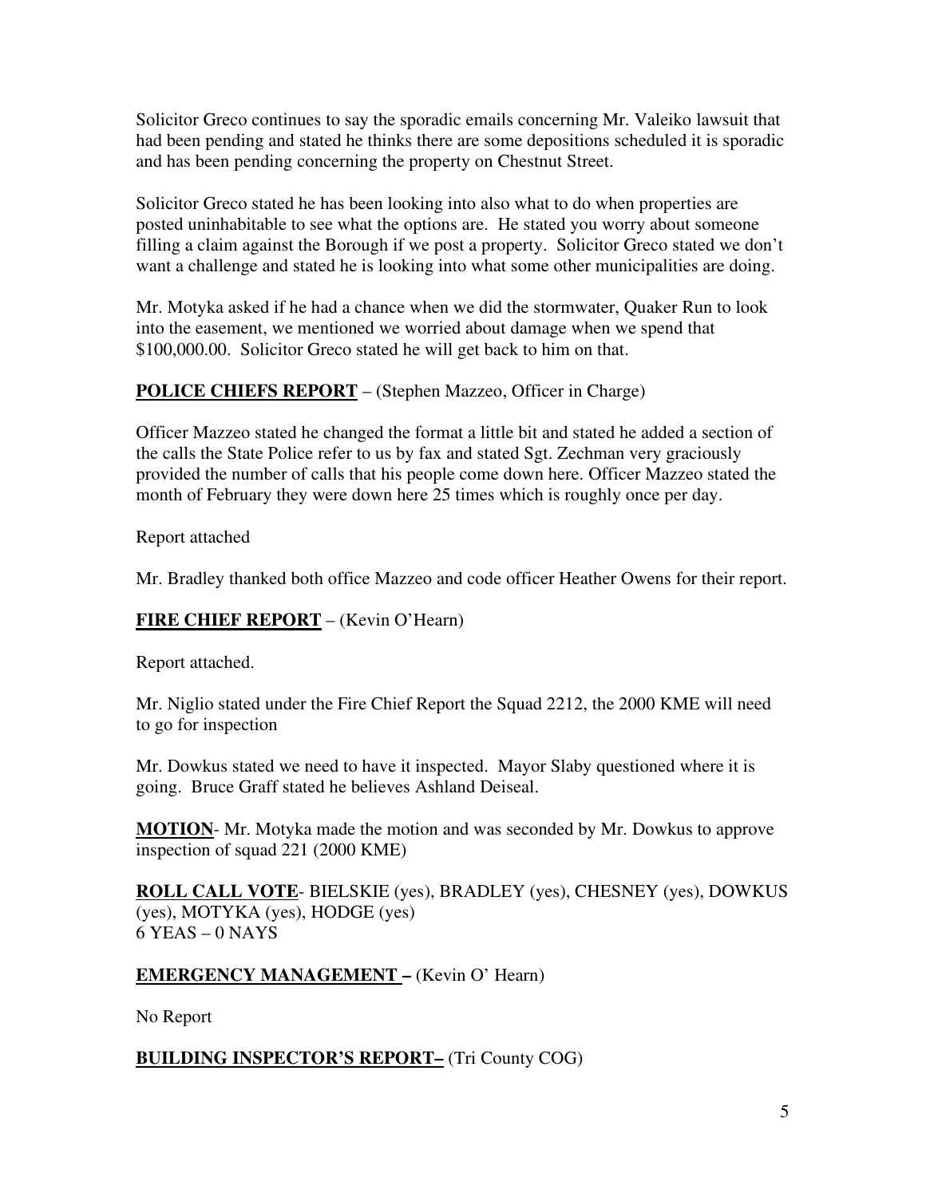Solicitor Greco continues to say the sporadic emails concerning Mr. Valeiko lawsuit that had been pending and stated he thinks there are some depositions scheduled it is sporadic and has been pending concerning the property on Chestnut Street.

Solicitor Greco stated he has been looking into also what to do when properties are posted uninhabitable to see what the options are. He stated you worry about someone filling a claim against the Borough if we post a property. Solicitor Greco stated we don't want a challenge and stated he is looking into what some other municipalities are doing.

Mr. Motyka asked if he had a chance when we did the stormwater, Quaker Run to look into the easement, we mentioned we worried about damage when we spend that $100,000.00. Solicitor Greco stated he will get back to him on that.

**POLICE CHIEFS REPORT** – (Stephen Mazzeo, Officer in Charge)

Officer Mazzeo stated he changed the format a little bit and stated he added a section of the calls the State Police refer to us by fax and stated Sgt. Zechman very graciously provided the number of calls that his people come down here. Officer Mazzeo stated the month of February they were down here 25 times which is roughly once per day.

Report attached

Mr. Bradley thanked both office Mazzeo and code officer Heather Owens for their report.

**FIRE CHIEF REPORT** – (Kevin O'Hearn)

Report attached.

Mr. Niglio stated under the Fire Chief Report the Squad 2212, the 2000 KME will need to go for inspection

Mr. Dowkus stated we need to have it inspected. Mayor Slaby questioned where it is going. Bruce Graff stated he believes Ashland Deiseal.

**MOTION**- Mr. Motyka made the motion and was seconded by Mr. Dowkus to approve inspection of squad 221 (2000 KME)

**ROLL CALL VOTE**- BIELSKIE (yes), BRADLEY (yes), CHESNEY (yes), DOWKUS (yes), MOTYKA (yes), HODGE (yes)
6 YEAS – 0 NAYS

**EMERGENCY MANAGEMENT –** (Kevin O' Hearn)

No Report

**BUILDING INSPECTOR'S REPORT–** (Tri County COG)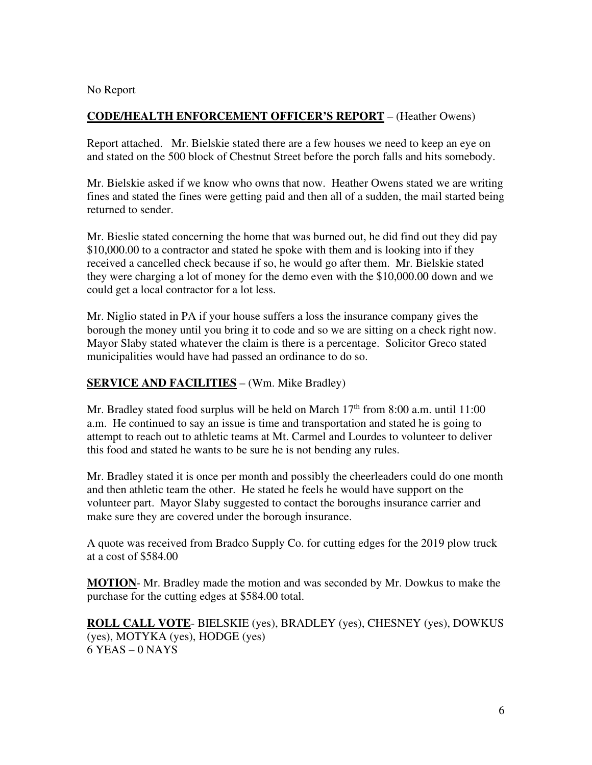No Report

**CODE/HEALTH ENFORCEMENT OFFICER'S REPORT** – (Heather Owens)

Report attached. Mr. Bielskie stated there are a few houses we need to keep an eye on and stated on the 500 block of Chestnut Street before the porch falls and hits somebody.

Mr. Bielskie asked if we know who owns that now. Heather Owens stated we are writing fines and stated the fines were getting paid and then all of a sudden, the mail started being returned to sender.

Mr. Bieslie stated concerning the home that was burned out, he did find out they did pay $10,000.00 to a contractor and stated he spoke with them and is looking into if they received a cancelled check because if so, he would go after them. Mr. Bielskie stated they were charging a lot of money for the demo even with the $10,000.00 down and we could get a local contractor for a lot less.

Mr. Niglio stated in PA if your house suffers a loss the insurance company gives the borough the money until you bring it to code and so we are sitting on a check right now. Mayor Slaby stated whatever the claim is there is a percentage. Solicitor Greco stated municipalities would have had passed an ordinance to do so.

**SERVICE AND FACILITIES** – (Wm. Mike Bradley)

Mr. Bradley stated food surplus will be held on March 17th from 8:00 a.m. until 11:00 a.m. He continued to say an issue is time and transportation and stated he is going to attempt to reach out to athletic teams at Mt. Carmel and Lourdes to volunteer to deliver this food and stated he wants to be sure he is not bending any rules.

Mr. Bradley stated it is once per month and possibly the cheerleaders could do one month and then athletic team the other. He stated he feels he would have support on the volunteer part. Mayor Slaby suggested to contact the boroughs insurance carrier and make sure they are covered under the borough insurance.

A quote was received from Bradco Supply Co. for cutting edges for the 2019 plow truck at a cost of $584.00

**MOTION**- Mr. Bradley made the motion and was seconded by Mr. Dowkus to make the purchase for the cutting edges at $584.00 total.

**ROLL CALL VOTE**- BIELSKIE (yes), BRADLEY (yes), CHESNEY (yes), DOWKUS (yes), MOTYKA (yes), HODGE (yes)
6 YEAS – 0 NAYS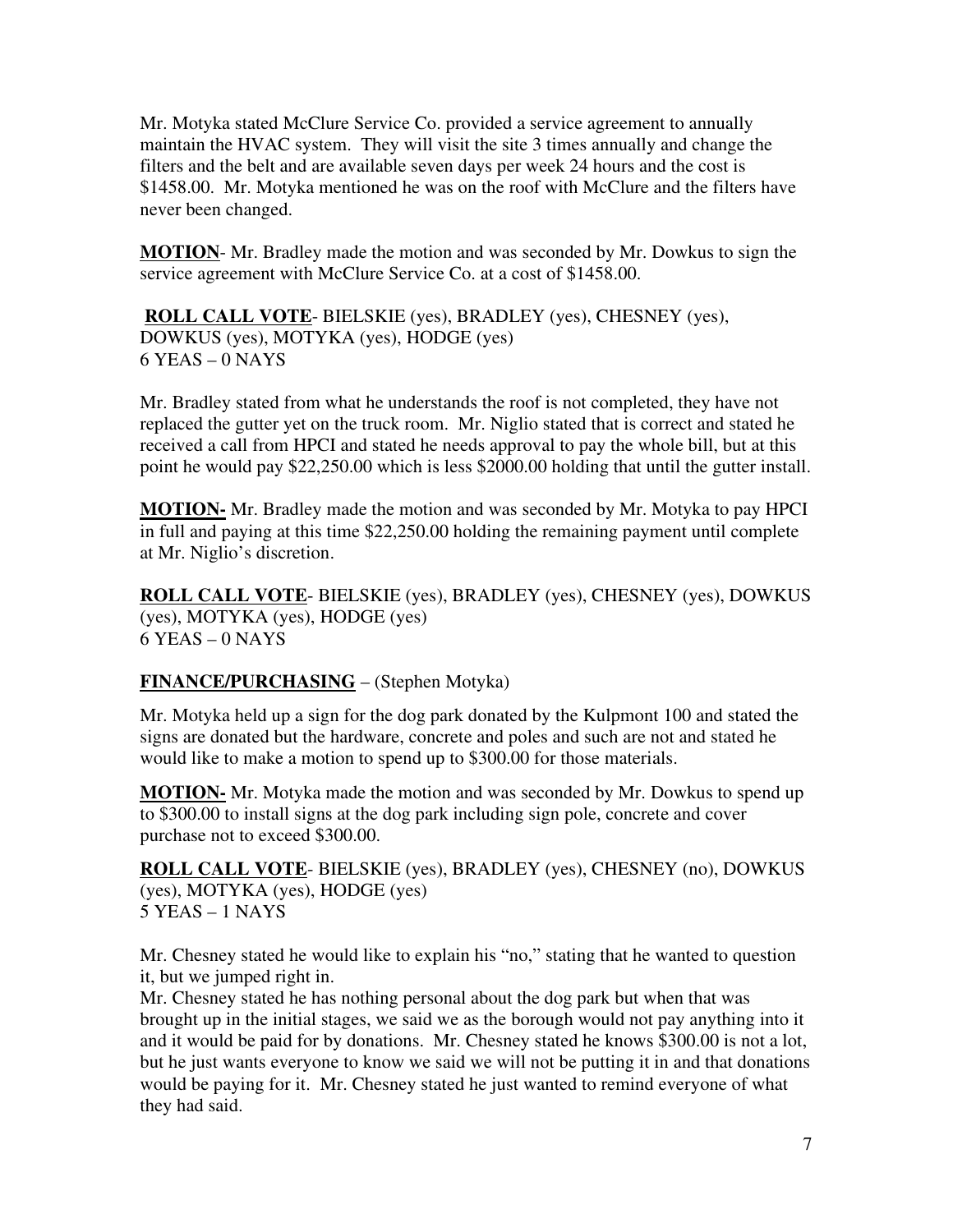Mr. Motyka stated McClure Service Co. provided a service agreement to annually maintain the HVAC system. They will visit the site 3 times annually and change the filters and the belt and are available seven days per week 24 hours and the cost is $1458.00. Mr. Motyka mentioned he was on the roof with McClure and the filters have never been changed.

**MOTION**- Mr. Bradley made the motion and was seconded by Mr. Dowkus to sign the service agreement with McClure Service Co. at a cost of $1458.00.

**ROLL CALL VOTE**- BIELSKIE (yes), BRADLEY (yes), CHESNEY (yes), DOWKUS (yes), MOTYKA (yes), HODGE (yes)
6 YEAS – 0 NAYS

Mr. Bradley stated from what he understands the roof is not completed, they have not replaced the gutter yet on the truck room. Mr. Niglio stated that is correct and stated he received a call from HPCI and stated he needs approval to pay the whole bill, but at this point he would pay $22,250.00 which is less $2000.00 holding that until the gutter install.

**MOTION-** Mr. Bradley made the motion and was seconded by Mr. Motyka to pay HPCI in full and paying at this time $22,250.00 holding the remaining payment until complete at Mr. Niglio's discretion.

**ROLL CALL VOTE**- BIELSKIE (yes), BRADLEY (yes), CHESNEY (yes), DOWKUS (yes), MOTYKA (yes), HODGE (yes)
6 YEAS – 0 NAYS

**FINANCE/PURCHASING** – (Stephen Motyka)

Mr. Motyka held up a sign for the dog park donated by the Kulpmont 100 and stated the signs are donated but the hardware, concrete and poles and such are not and stated he would like to make a motion to spend up to $300.00 for those materials.

**MOTION-** Mr. Motyka made the motion and was seconded by Mr. Dowkus to spend up to $300.00 to install signs at the dog park including sign pole, concrete and cover purchase not to exceed $300.00.

**ROLL CALL VOTE**- BIELSKIE (yes), BRADLEY (yes), CHESNEY (no), DOWKUS (yes), MOTYKA (yes), HODGE (yes)
5 YEAS – 1 NAYS

Mr. Chesney stated he would like to explain his "no," stating that he wanted to question it, but we jumped right in.
Mr. Chesney stated he has nothing personal about the dog park but when that was brought up in the initial stages, we said we as the borough would not pay anything into it and it would be paid for by donations. Mr. Chesney stated he knows $300.00 is not a lot, but he just wants everyone to know we said we will not be putting it in and that donations would be paying for it. Mr. Chesney stated he just wanted to remind everyone of what they had said.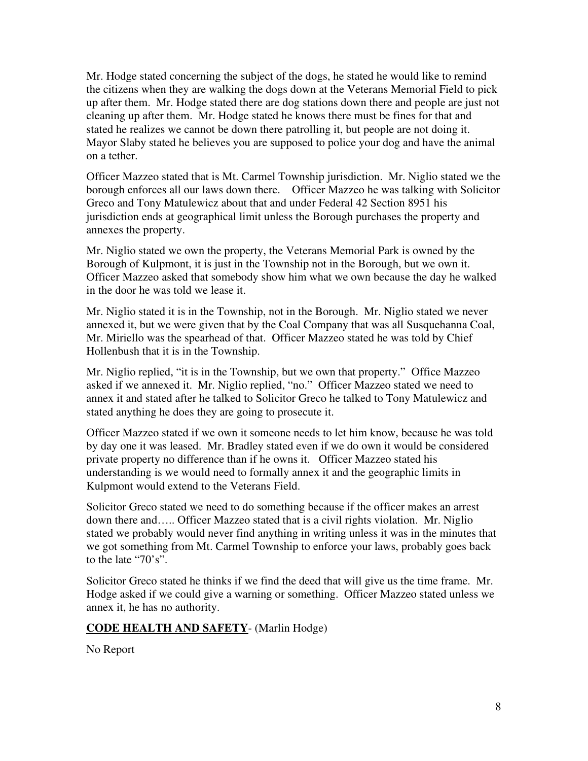Mr. Hodge stated concerning the subject of the dogs, he stated he would like to remind the citizens when they are walking the dogs down at the Veterans Memorial Field to pick up after them. Mr. Hodge stated there are dog stations down there and people are just not cleaning up after them. Mr. Hodge stated he knows there must be fines for that and stated he realizes we cannot be down there patrolling it, but people are not doing it. Mayor Slaby stated he believes you are supposed to police your dog and have the animal on a tether.

Officer Mazzeo stated that is Mt. Carmel Township jurisdiction. Mr. Niglio stated we the borough enforces all our laws down there. Officer Mazzeo he was talking with Solicitor Greco and Tony Matulewicz about that and under Federal 42 Section 8951 his jurisdiction ends at geographical limit unless the Borough purchases the property and annexes the property.

Mr. Niglio stated we own the property, the Veterans Memorial Park is owned by the Borough of Kulpmont, it is just in the Township not in the Borough, but we own it. Officer Mazzeo asked that somebody show him what we own because the day he walked in the door he was told we lease it.

Mr. Niglio stated it is in the Township, not in the Borough. Mr. Niglio stated we never annexed it, but we were given that by the Coal Company that was all Susquehanna Coal, Mr. Miriello was the spearhead of that. Officer Mazzeo stated he was told by Chief Hollenbush that it is in the Township.

Mr. Niglio replied, "it is in the Township, but we own that property." Office Mazzeo asked if we annexed it. Mr. Niglio replied, "no." Officer Mazzeo stated we need to annex it and stated after he talked to Solicitor Greco he talked to Tony Matulewicz and stated anything he does they are going to prosecute it.

Officer Mazzeo stated if we own it someone needs to let him know, because he was told by day one it was leased. Mr. Bradley stated even if we do own it would be considered private property no difference than if he owns it. Officer Mazzeo stated his understanding is we would need to formally annex it and the geographic limits in Kulpmont would extend to the Veterans Field.

Solicitor Greco stated we need to do something because if the officer makes an arrest down there and….. Officer Mazzeo stated that is a civil rights violation. Mr. Niglio stated we probably would never find anything in writing unless it was in the minutes that we got something from Mt. Carmel Township to enforce your laws, probably goes back to the late "70's".

Solicitor Greco stated he thinks if we find the deed that will give us the time frame. Mr. Hodge asked if we could give a warning or something. Officer Mazzeo stated unless we annex it, he has no authority.

**<u>CODE HEALTH AND SAFETY</u>**- (Marlin Hodge)

No Report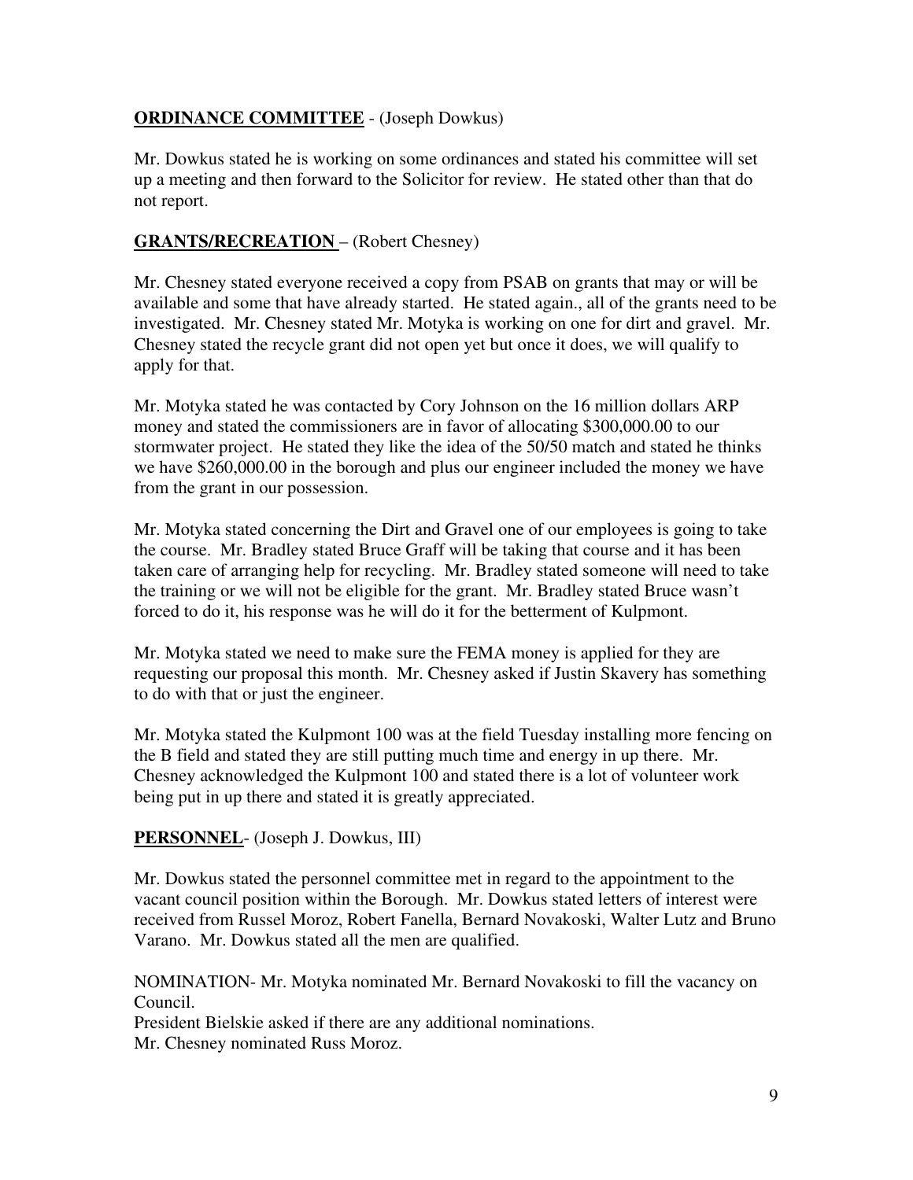**ORDINANCE COMMITTEE** - (Joseph Dowkus)

Mr. Dowkus stated he is working on some ordinances and stated his committee will set up a meeting and then forward to the Solicitor for review. He stated other than that do not report.

**GRANTS/RECREATION** – (Robert Chesney)

Mr. Chesney stated everyone received a copy from PSAB on grants that may or will be available and some that have already started. He stated again., all of the grants need to be investigated. Mr. Chesney stated Mr. Motyka is working on one for dirt and gravel. Mr. Chesney stated the recycle grant did not open yet but once it does, we will qualify to apply for that.

Mr. Motyka stated he was contacted by Cory Johnson on the 16 million dollars ARP money and stated the commissioners are in favor of allocating $300,000.00 to our stormwater project. He stated they like the idea of the 50/50 match and stated he thinks we have $260,000.00 in the borough and plus our engineer included the money we have from the grant in our possession.

Mr. Motyka stated concerning the Dirt and Gravel one of our employees is going to take the course. Mr. Bradley stated Bruce Graff will be taking that course and it has been taken care of arranging help for recycling. Mr. Bradley stated someone will need to take the training or we will not be eligible for the grant. Mr. Bradley stated Bruce wasn't forced to do it, his response was he will do it for the betterment of Kulpmont.

Mr. Motyka stated we need to make sure the FEMA money is applied for they are requesting our proposal this month. Mr. Chesney asked if Justin Skavery has something to do with that or just the engineer.

Mr. Motyka stated the Kulpmont 100 was at the field Tuesday installing more fencing on the B field and stated they are still putting much time and energy in up there. Mr. Chesney acknowledged the Kulpmont 100 and stated there is a lot of volunteer work being put in up there and stated it is greatly appreciated.

**PERSONNEL**- (Joseph J. Dowkus, III)

Mr. Dowkus stated the personnel committee met in regard to the appointment to the vacant council position within the Borough. Mr. Dowkus stated letters of interest were received from Russel Moroz, Robert Fanella, Bernard Novakoski, Walter Lutz and Bruno Varano. Mr. Dowkus stated all the men are qualified.

NOMINATION- Mr. Motyka nominated Mr. Bernard Novakoski to fill the vacancy on Council.
President Bielskie asked if there are any additional nominations.
Mr. Chesney nominated Russ Moroz.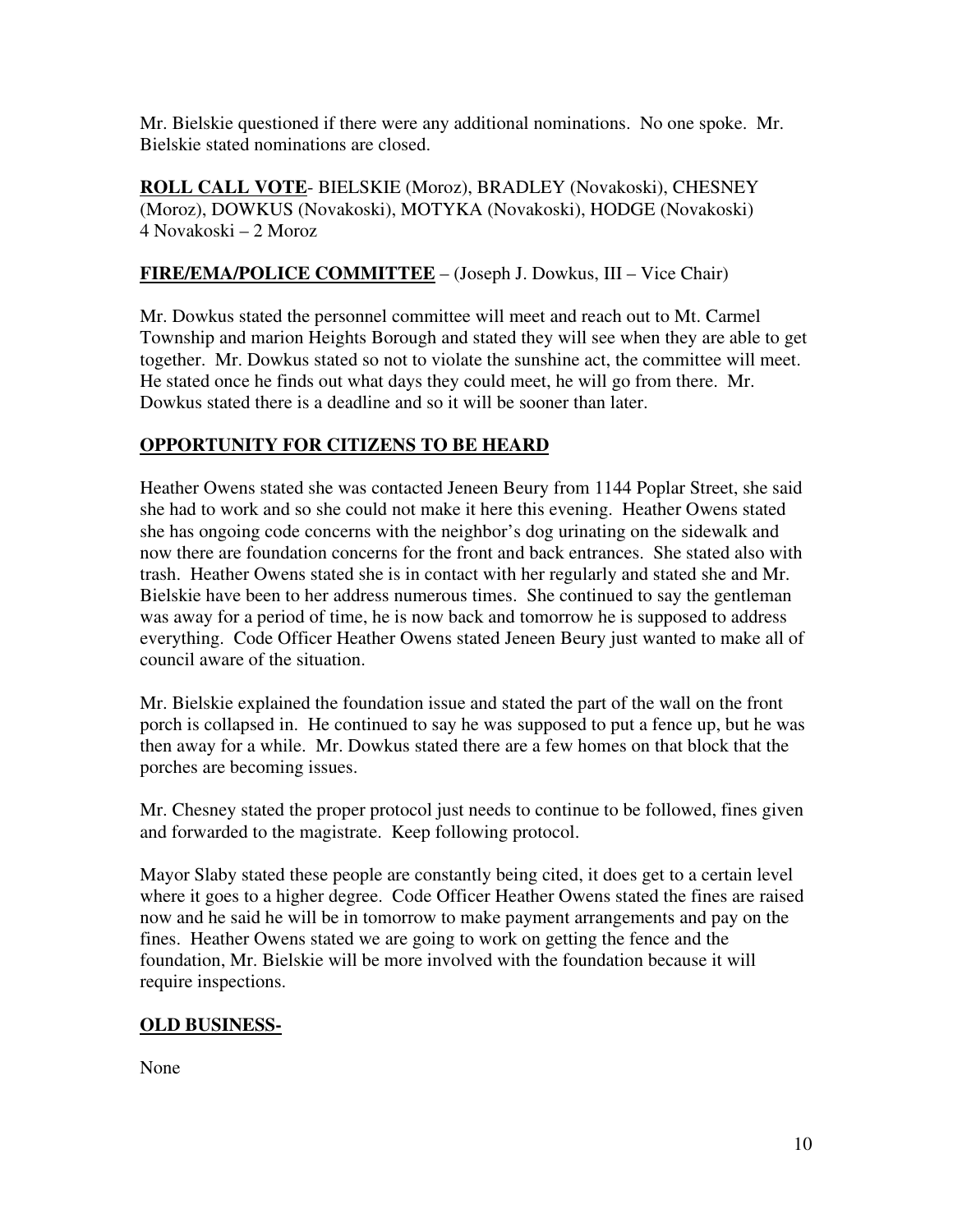Mr. Bielskie questioned if there were any additional nominations. No one spoke. Mr. Bielskie stated nominations are closed.

**ROLL CALL VOTE**- BIELSKIE (Moroz), BRADLEY (Novakoski), CHESNEY (Moroz), DOWKUS (Novakoski), MOTYKA (Novakoski), HODGE (Novakoski)
4 Novakoski – 2 Moroz

**FIRE/EMA/POLICE COMMITTEE** – (Joseph J. Dowkus, III – Vice Chair)

Mr. Dowkus stated the personnel committee will meet and reach out to Mt. Carmel Township and marion Heights Borough and stated they will see when they are able to get together. Mr. Dowkus stated so not to violate the sunshine act, the committee will meet. He stated once he finds out what days they could meet, he will go from there. Mr. Dowkus stated there is a deadline and so it will be sooner than later.

**OPPORTUNITY FOR CITIZENS TO BE HEARD**

Heather Owens stated she was contacted Jeneen Beury from 1144 Poplar Street, she said she had to work and so she could not make it here this evening. Heather Owens stated she has ongoing code concerns with the neighbor's dog urinating on the sidewalk and now there are foundation concerns for the front and back entrances. She stated also with trash. Heather Owens stated she is in contact with her regularly and stated she and Mr. Bielskie have been to her address numerous times. She continued to say the gentleman was away for a period of time, he is now back and tomorrow he is supposed to address everything. Code Officer Heather Owens stated Jeneen Beury just wanted to make all of council aware of the situation.

Mr. Bielskie explained the foundation issue and stated the part of the wall on the front porch is collapsed in. He continued to say he was supposed to put a fence up, but he was then away for a while. Mr. Dowkus stated there are a few homes on that block that the porches are becoming issues.

Mr. Chesney stated the proper protocol just needs to continue to be followed, fines given and forwarded to the magistrate. Keep following protocol.

Mayor Slaby stated these people are constantly being cited, it does get to a certain level where it goes to a higher degree. Code Officer Heather Owens stated the fines are raised now and he said he will be in tomorrow to make payment arrangements and pay on the fines. Heather Owens stated we are going to work on getting the fence and the foundation, Mr. Bielskie will be more involved with the foundation because it will require inspections.

**OLD BUSINESS-**

None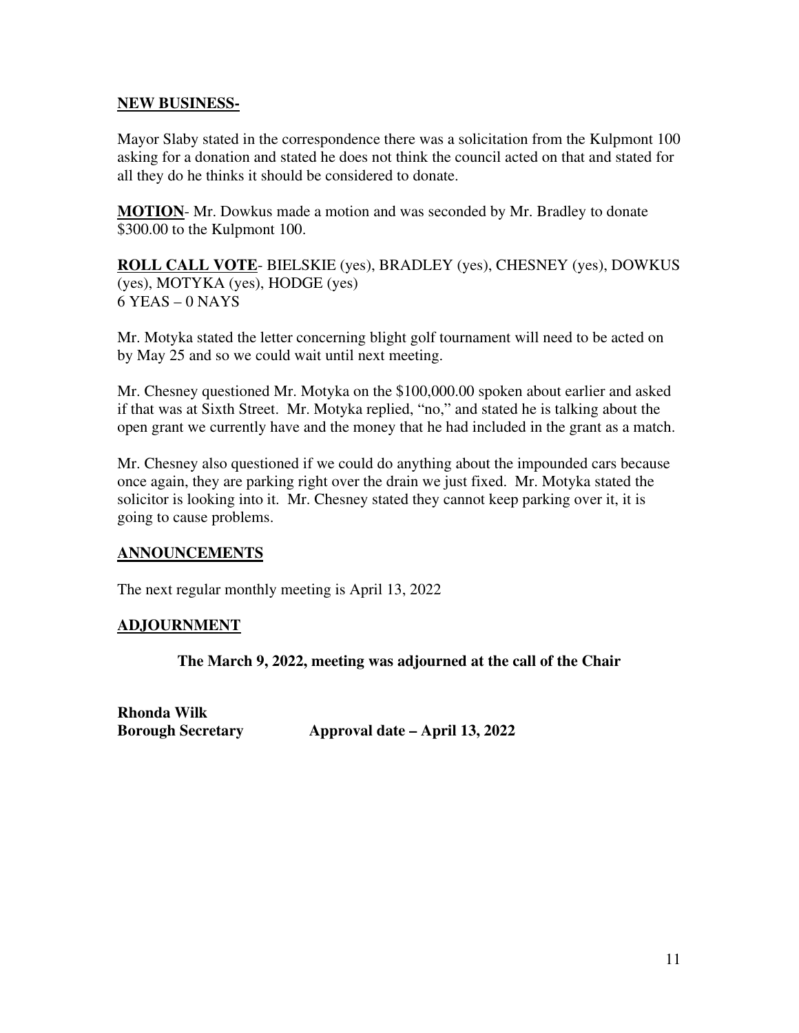**NEW BUSINESS-**

Mayor Slaby stated in the correspondence there was a solicitation from the Kulpmont 100 asking for a donation and stated he does not think the council acted on that and stated for all they do he thinks it should be considered to donate.

**MOTION**- Mr. Dowkus made a motion and was seconded by Mr. Bradley to donate $300.00 to the Kulpmont 100.

**ROLL CALL VOTE**- BIELSKIE (yes), BRADLEY (yes), CHESNEY (yes), DOWKUS (yes), MOTYKA (yes), HODGE (yes)
6 YEAS – 0 NAYS

Mr. Motyka stated the letter concerning blight golf tournament will need to be acted on by May 25 and so we could wait until next meeting.

Mr. Chesney questioned Mr. Motyka on the $100,000.00 spoken about earlier and asked if that was at Sixth Street. Mr. Motyka replied, "no," and stated he is talking about the open grant we currently have and the money that he had included in the grant as a match.

Mr. Chesney also questioned if we could do anything about the impounded cars because once again, they are parking right over the drain we just fixed. Mr. Motyka stated the solicitor is looking into it. Mr. Chesney stated they cannot keep parking over it, it is going to cause problems.

**ANNOUNCEMENTS**

The next regular monthly meeting is April 13, 2022

**ADJOURNMENT**

**The March 9, 2022, meeting was adjourned at the call of the Chair**

**Rhonda Wilk**
**Borough Secretary** **Approval date – April 13, 2022**